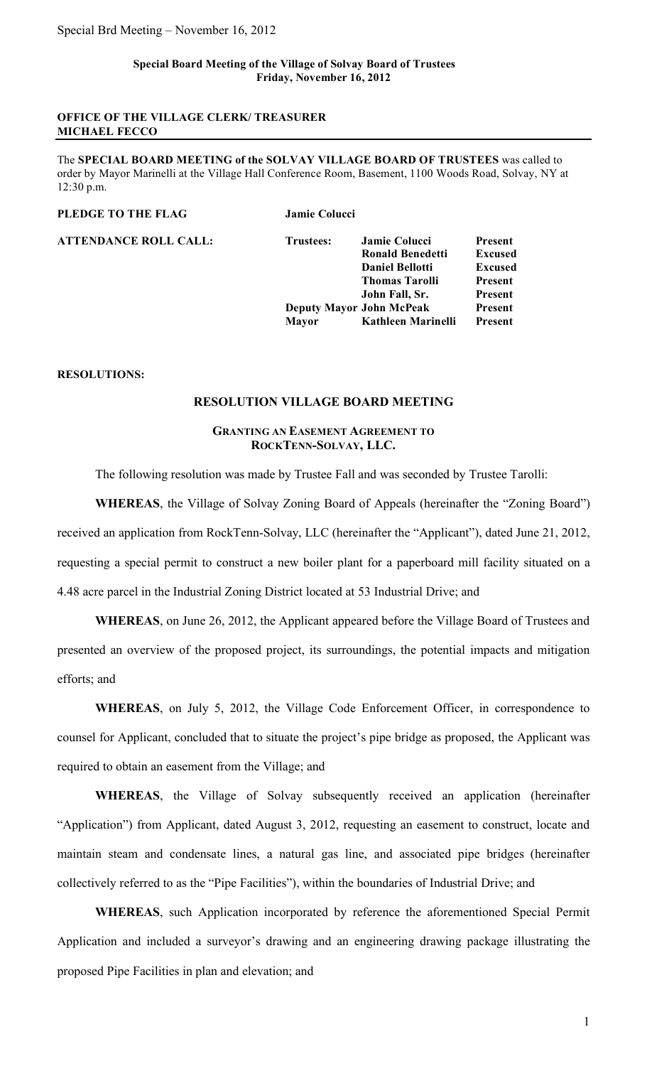**Special Board Meeting of the Village of Solvay Board of Trustees**
**Friday, November 16, 2012**

**OFFICE OF THE VILLAGE CLERK/ TREASURER**
**MICHAEL FECCO**

The **SPECIAL BOARD MEETING of the SOLVAY VILLAGE BOARD OF TRUSTEES** was called to order by Mayor Marinelli at the Village Hall Conference Room, Basement, 1100 Woods Road, Solvay, NY at 12:30 p.m.

**PLEDGE TO THE FLAG** **Jamie Colucci**

| **ATTENDANCE ROLL CALL:** | **Trustees:** | **Jamie Colucci** | **Present** |
|---|---|---|---|
| | | **Ronald Benedetti** | **Excused** |
| | | **Daniel Bellotti** | **Excused** |
| | | **Thomas Tarolli** | **Present** |
| | | **John Fall, Sr.** | **Present** |
| | **Deputy Mayor** | **John McPeak** | **Present** |
| | **Mayor** | **Kathleen Marinelli** | **Present** |

**RESOLUTIONS:**

## RESOLUTION VILLAGE BOARD MEETING

### GRANTING AN EASEMENT AGREEMENT TO ROCKTENN-SOLVAY, LLC.

The following resolution was made by Trustee Fall and was seconded by Trustee Tarolli:

**WHEREAS**, the Village of Solvay Zoning Board of Appeals (hereinafter the "Zoning Board") received an application from RockTenn-Solvay, LLC (hereinafter the "Applicant"), dated June 21, 2012, requesting a special permit to construct a new boiler plant for a paperboard mill facility situated on a 4.48 acre parcel in the Industrial Zoning District located at 53 Industrial Drive; and

**WHEREAS**, on June 26, 2012, the Applicant appeared before the Village Board of Trustees and presented an overview of the proposed project, its surroundings, the potential impacts and mitigation efforts; and

**WHEREAS**, on July 5, 2012, the Village Code Enforcement Officer, in correspondence to counsel for Applicant, concluded that to situate the project's pipe bridge as proposed, the Applicant was required to obtain an easement from the Village; and

**WHEREAS**, the Village of Solvay subsequently received an application (hereinafter "Application") from Applicant, dated August 3, 2012, requesting an easement to construct, locate and maintain steam and condensate lines, a natural gas line, and associated pipe bridges (hereinafter collectively referred to as the "Pipe Facilities"), within the boundaries of Industrial Drive; and

**WHEREAS**, such Application incorporated by reference the aforementioned Special Permit Application and included a surveyor's drawing and an engineering drawing package illustrating the proposed Pipe Facilities in plan and elevation; and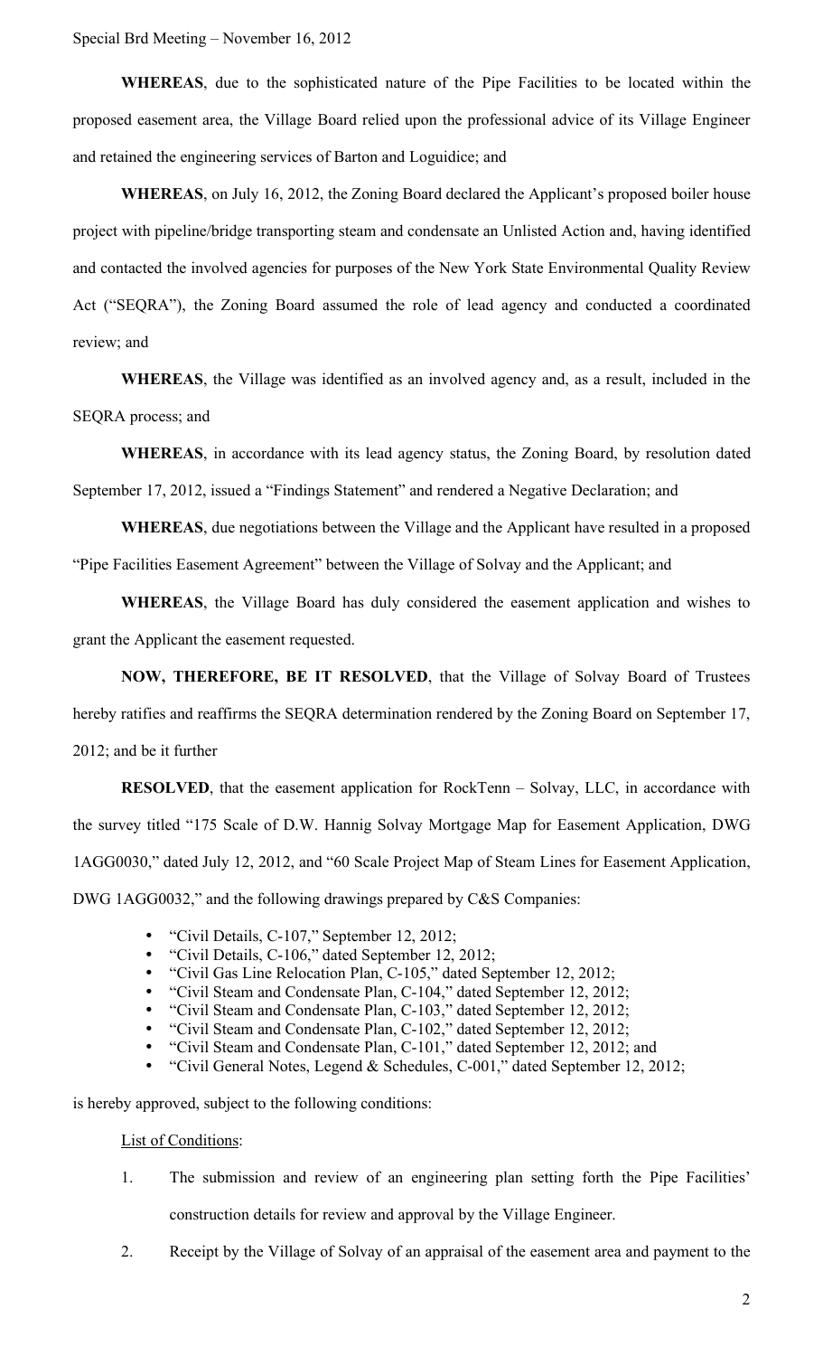**WHEREAS**, due to the sophisticated nature of the Pipe Facilities to be located within the proposed easement area, the Village Board relied upon the professional advice of its Village Engineer and retained the engineering services of Barton and Loguidice; and

**WHEREAS**, on July 16, 2012, the Zoning Board declared the Applicant's proposed boiler house project with pipeline/bridge transporting steam and condensate an Unlisted Action and, having identified and contacted the involved agencies for purposes of the New York State Environmental Quality Review Act ("SEQRA"), the Zoning Board assumed the role of lead agency and conducted a coordinated review; and

**WHEREAS**, the Village was identified as an involved agency and, as a result, included in the SEQRA process; and

**WHEREAS**, in accordance with its lead agency status, the Zoning Board, by resolution dated September 17, 2012, issued a "Findings Statement" and rendered a Negative Declaration; and

**WHEREAS**, due negotiations between the Village and the Applicant have resulted in a proposed "Pipe Facilities Easement Agreement" between the Village of Solvay and the Applicant; and

**WHEREAS**, the Village Board has duly considered the easement application and wishes to grant the Applicant the easement requested.

**NOW, THEREFORE, BE IT RESOLVED**, that the Village of Solvay Board of Trustees hereby ratifies and reaffirms the SEQRA determination rendered by the Zoning Board on September 17, 2012; and be it further

**RESOLVED**, that the easement application for RockTenn – Solvay, LLC, in accordance with the survey titled "175 Scale of D.W. Hannig Solvay Mortgage Map for Easement Application, DWG 1AGG0030," dated July 12, 2012, and "60 Scale Project Map of Steam Lines for Easement Application, DWG 1AGG0032," and the following drawings prepared by C&S Companies:

- "Civil Details, C-107," September 12, 2012;
- "Civil Details, C-106," dated September 12, 2012;
- "Civil Gas Line Relocation Plan, C-105," dated September 12, 2012;
- "Civil Steam and Condensate Plan, C-104," dated September 12, 2012;
- "Civil Steam and Condensate Plan, C-103," dated September 12, 2012;
- "Civil Steam and Condensate Plan, C-102," dated September 12, 2012;
- "Civil Steam and Condensate Plan, C-101," dated September 12, 2012; and
- "Civil General Notes, Legend & Schedules, C-001," dated September 12, 2012;

is hereby approved, subject to the following conditions:

List of Conditions:

1. The submission and review of an engineering plan setting forth the Pipe Facilities' construction details for review and approval by the Village Engineer.
2. Receipt by the Village of Solvay of an appraisal of the easement area and payment to the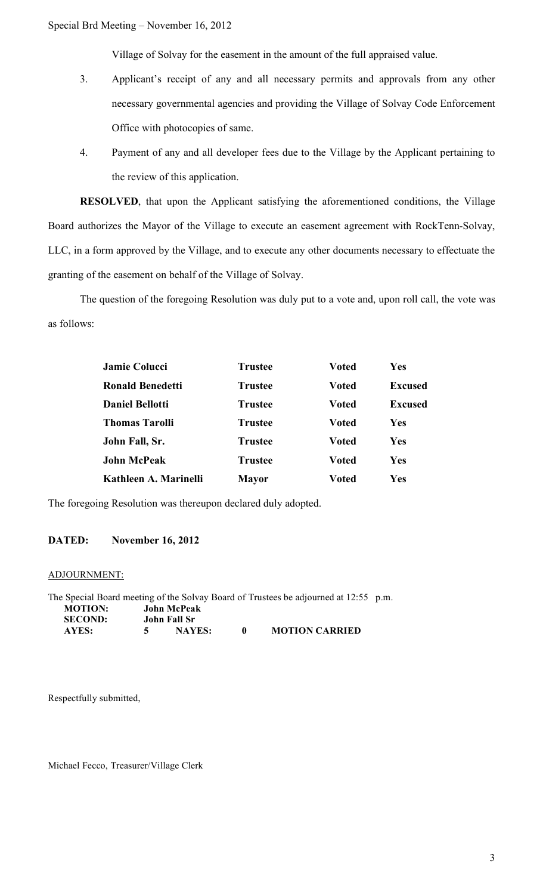Village of Solvay for the easement in the amount of the full appraised value.

3. Applicant's receipt of any and all necessary permits and approvals from any other necessary governmental agencies and providing the Village of Solvay Code Enforcement Office with photocopies of same.

4. Payment of any and all developer fees due to the Village by the Applicant pertaining to the review of this application.

**RESOLVED**, that upon the Applicant satisfying the aforementioned conditions, the Village Board authorizes the Mayor of the Village to execute an easement agreement with RockTenn-Solvay, LLC, in a form approved by the Village, and to execute any other documents necessary to effectuate the granting of the easement on behalf of the Village of Solvay.

The question of the foregoing Resolution was duly put to a vote and, upon roll call, the vote was as follows:

| | | | |
|---|---|---|---|
| **Jamie Colucci** | **Trustee** | **Voted** | **Yes** |
| **Ronald Benedetti** | **Trustee** | **Voted** | **Excused** |
| **Daniel Bellotti** | **Trustee** | **Voted** | **Excused** |
| **Thomas Tarolli** | **Trustee** | **Voted** | **Yes** |
| **John Fall, Sr.** | **Trustee** | **Voted** | **Yes** |
| **John McPeak** | **Trustee** | **Voted** | **Yes** |
| **Kathleen A. Marinelli** | **Mayor** | **Voted** | **Yes** |

The foregoing Resolution was thereupon declared duly adopted.

**DATED: November 16, 2012**

ADJOURNMENT:

The Special Board meeting of the Solvay Board of Trustees be adjourned at 12:55 p.m.

**MOTION:** **John McPeak**
**SECOND:** **John Fall Sr**
**AYES:** **5** **NAYES:** **0** **MOTION CARRIED**

Respectfully submitted,

Michael Fecco, Treasurer/Village Clerk